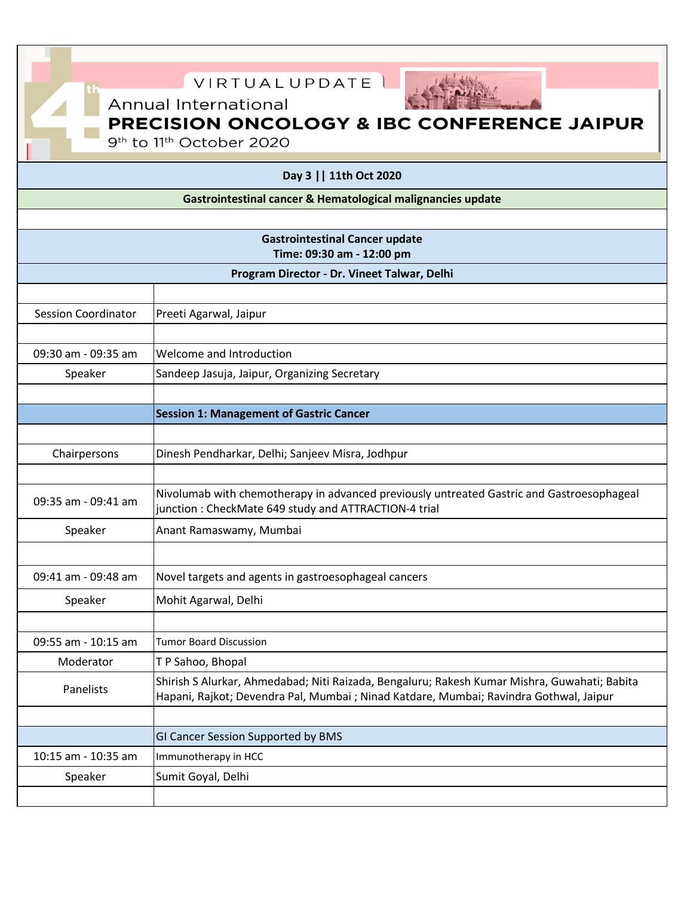VIRTUAL UPDATE

4th Annual International

# PRECISION ONCOLOGY & IBC CONFERENCE JAIPUR

9th to 11th October 2020

## Day 3 || 11th Oct 2020

### Gastrointestinal cancer & Hematological malignancies update

**Gastrointestinal Cancer update**
**Time: 09:30 am - 12:00 pm**

**Program Director - Dr. Vineet Talwar, Delhi**

| | |
|---|---|
| Session Coordinator | Preeti Agarwal, Jaipur |
| | |
| 09:30 am - 09:35 am | Welcome and Introduction |
| Speaker | Sandeep Jasuja, Jaipur, Organizing Secretary |
| | |
| | **Session 1: Management of Gastric Cancer** |
| | |
| Chairpersons | Dinesh Pendharkar, Delhi; Sanjeev Misra, Jodhpur |
| | |
| 09:35 am - 09:41 am | Nivolumab with chemotherapy in advanced previously untreated Gastric and Gastroesophageal junction : CheckMate 649 study and ATTRACTION-4 trial |
| Speaker | Anant Ramaswamy, Mumbai |
| | |
| 09:41 am - 09:48 am | Novel targets and agents in gastroesophageal cancers |
| Speaker | Mohit Agarwal, Delhi |
| | |
| 09:55 am - 10:15 am | Tumor Board Discussion |
| Moderator | T P Sahoo, Bhopal |
| Panelists | Shirish S Alurkar, Ahmedabad; Niti Raizada, Bengaluru; Rakesh Kumar Mishra, Guwahati; Babita Hapani, Rajkot; Devendra Pal, Mumbai ; Ninad Katdare, Mumbai; Ravindra Gothwal, Jaipur |
| | |
| | GI Cancer Session Supported by BMS |
| 10:15 am - 10:35 am | Immunotherapy in HCC |
| Speaker | Sumit Goyal, Delhi |
| | |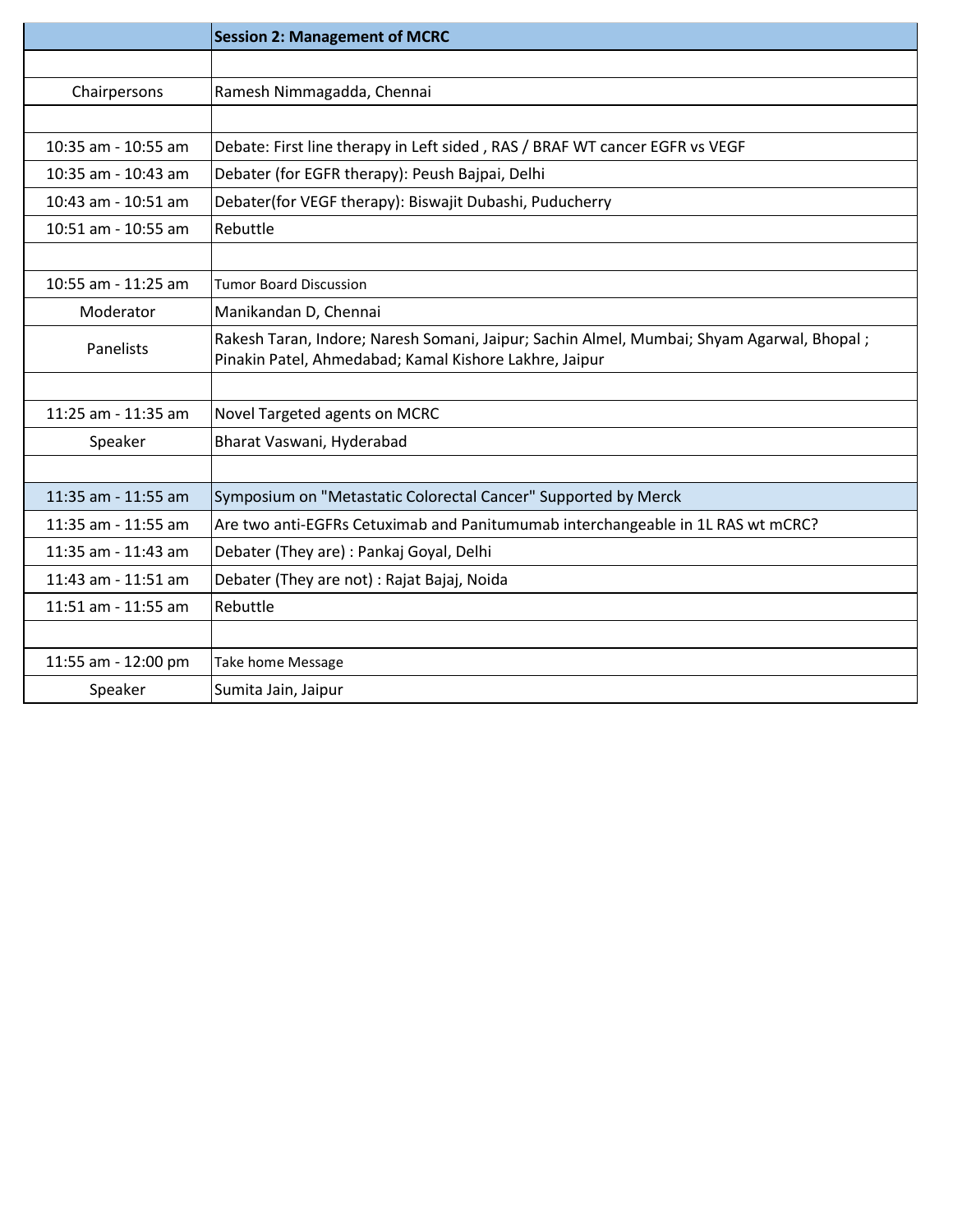| | **Session 2: Management of MCRC** |
|---|---|
| | |
| Chairpersons | Ramesh Nimmagadda, Chennai |
| | |
| 10:35 am - 10:55 am | Debate: First line therapy in Left sided , RAS / BRAF WT cancer EGFR vs VEGF |
| 10:35 am - 10:43 am | Debater (for EGFR therapy): Peush Bajpai, Delhi |
| 10:43 am - 10:51 am | Debater(for VEGF therapy): Biswajit Dubashi, Puducherry |
| 10:51 am - 10:55 am | Rebuttle |
| | |
| 10:55 am - 11:25 am | Tumor Board Discussion |
| Moderator | Manikandan D, Chennai |
| Panelists | Rakesh Taran, Indore; Naresh Somani, Jaipur; Sachin Almel, Mumbai; Shyam Agarwal, Bhopal ; Pinakin Patel, Ahmedabad; Kamal Kishore Lakhre, Jaipur |
| | |
| 11:25 am - 11:35 am | Novel Targeted agents on MCRC |
| Speaker | Bharat Vaswani, Hyderabad |
| | |
| 11:35 am - 11:55 am | Symposium on "Metastatic Colorectal Cancer" Supported by Merck |
| 11:35 am - 11:55 am | Are two anti-EGFRs Cetuximab and Panitumumab interchangeable in 1L RAS wt mCRC? |
| 11:35 am - 11:43 am | Debater (They are) : Pankaj Goyal, Delhi |
| 11:43 am - 11:51 am | Debater (They are not) : Rajat Bajaj, Noida |
| 11:51 am - 11:55 am | Rebuttle |
| | |
| 11:55 am - 12:00 pm | Take home Message |
| Speaker | Sumita Jain, Jaipur |